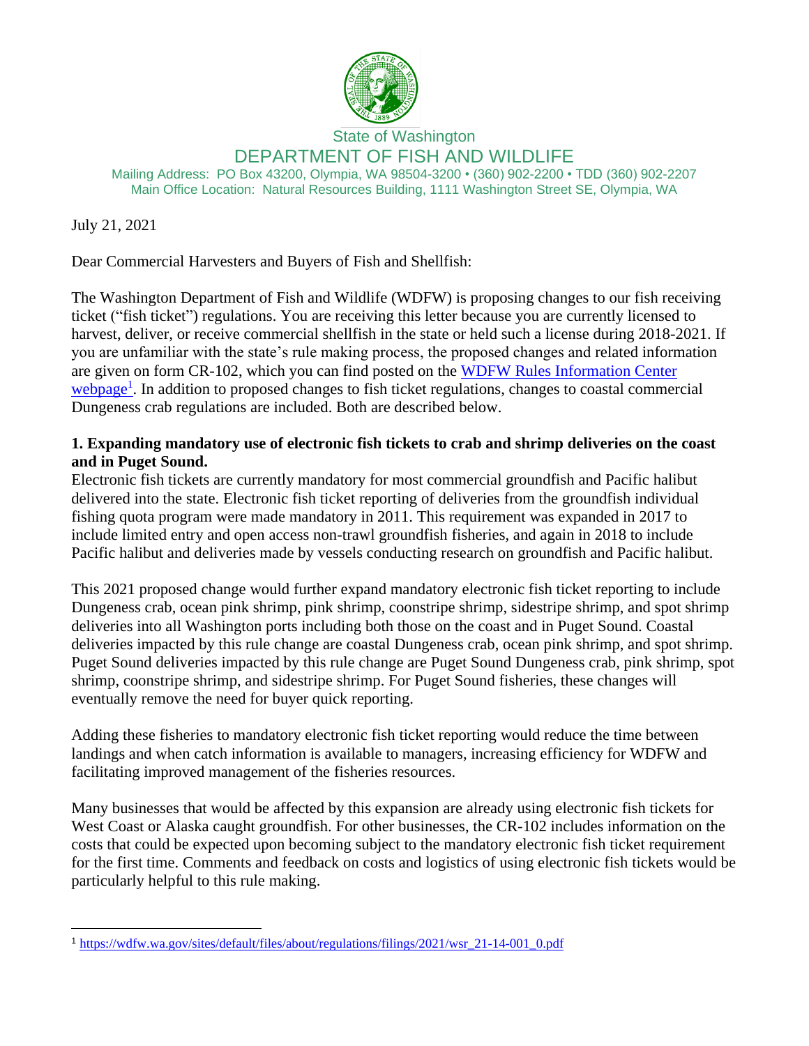State of Washington

DEPARTMENT OF FISH AND WILDLIFE

Mailing Address: PO Box 43200, Olympia, WA 98504-3200 • (360) 902-2200 • TDD (360) 902-2207
Main Office Location: Natural Resources Building, 1111 Washington Street SE, Olympia, WA

July 21, 2021

Dear Commercial Harvesters and Buyers of Fish and Shellfish:

The Washington Department of Fish and Wildlife (WDFW) is proposing changes to our fish receiving ticket ("fish ticket") regulations. You are receiving this letter because you are currently licensed to harvest, deliver, or receive commercial shellfish in the state or held such a license during 2018-2021. If you are unfamiliar with the state's rule making process, the proposed changes and related information are given on form CR-102, which you can find posted on the [WDFW Rules Information Center webpage][1]. In addition to proposed changes to fish ticket regulations, changes to coastal commercial Dungeness crab regulations are included. Both are described below.

**1. Expanding mandatory use of electronic fish tickets to crab and shrimp deliveries on the coast and in Puget Sound.**

Electronic fish tickets are currently mandatory for most commercial groundfish and Pacific halibut delivered into the state. Electronic fish ticket reporting of deliveries from the groundfish individual fishing quota program were made mandatory in 2011. This requirement was expanded in 2017 to include limited entry and open access non-trawl groundfish fisheries, and again in 2018 to include Pacific halibut and deliveries made by vessels conducting research on groundfish and Pacific halibut.

This 2021 proposed change would further expand mandatory electronic fish ticket reporting to include Dungeness crab, ocean pink shrimp, pink shrimp, coonstripe shrimp, sidestripe shrimp, and spot shrimp deliveries into all Washington ports including both those on the coast and in Puget Sound. Coastal deliveries impacted by this rule change are coastal Dungeness crab, ocean pink shrimp, and spot shrimp. Puget Sound deliveries impacted by this rule change are Puget Sound Dungeness crab, pink shrimp, spot shrimp, coonstripe shrimp, and sidestripe shrimp. For Puget Sound fisheries, these changes will eventually remove the need for buyer quick reporting.

Adding these fisheries to mandatory electronic fish ticket reporting would reduce the time between landings and when catch information is available to managers, increasing efficiency for WDFW and facilitating improved management of the fisheries resources.

Many businesses that would be affected by this expansion are already using electronic fish tickets for West Coast or Alaska caught groundfish. For other businesses, the CR-102 includes information on the costs that could be expected upon becoming subject to the mandatory electronic fish ticket requirement for the first time. Comments and feedback on costs and logistics of using electronic fish tickets would be particularly helpful to this rule making.

---

[1] https://wdfw.wa.gov/sites/default/files/about/regulations/filings/2021/wsr_21-14-001_0.pdf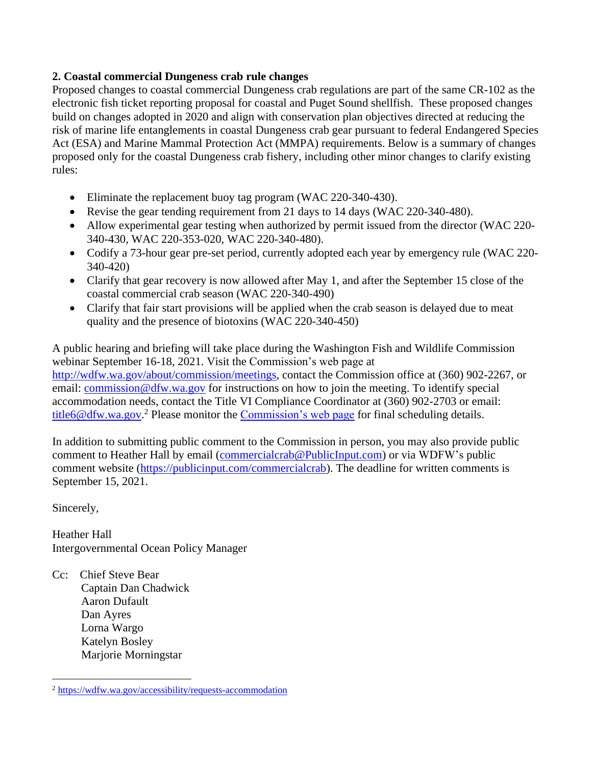**2. Coastal commercial Dungeness crab rule changes**

Proposed changes to coastal commercial Dungeness crab regulations are part of the same CR-102 as the electronic fish ticket reporting proposal for coastal and Puget Sound shellfish. These proposed changes build on changes adopted in 2020 and align with conservation plan objectives directed at reducing the risk of marine life entanglements in coastal Dungeness crab gear pursuant to federal Endangered Species Act (ESA) and Marine Mammal Protection Act (MMPA) requirements. Below is a summary of changes proposed only for the coastal Dungeness crab fishery, including other minor changes to clarify existing rules:

- Eliminate the replacement buoy tag program (WAC 220-340-430).
- Revise the gear tending requirement from 21 days to 14 days (WAC 220-340-480).
- Allow experimental gear testing when authorized by permit issued from the director (WAC 220-340-430, WAC 220-353-020, WAC 220-340-480).
- Codify a 73-hour gear pre-set period, currently adopted each year by emergency rule (WAC 220-340-420)
- Clarify that gear recovery is now allowed after May 1, and after the September 15 close of the coastal commercial crab season (WAC 220-340-490)
- Clarify that fair start provisions will be applied when the crab season is delayed due to meat quality and the presence of biotoxins (WAC 220-340-450)

A public hearing and briefing will take place during the Washington Fish and Wildlife Commission webinar September 16-18, 2021. Visit the Commission's web page at http://wdfw.wa.gov/about/commission/meetings, contact the Commission office at (360) 902-2267, or email: commission@dfw.wa.gov for instructions on how to join the meeting. To identify special accommodation needs, contact the Title VI Compliance Coordinator at (360) 902-2703 or email: title6@dfw.wa.gov.[2] Please monitor the Commission's web page for final scheduling details.

In addition to submitting public comment to the Commission in person, you may also provide public comment to Heather Hall by email (commercialcrab@PublicInput.com) or via WDFW's public comment website (https://publicinput.com/commercialcrab). The deadline for written comments is September 15, 2021.

Sincerely,

Heather Hall
Intergovernmental Ocean Policy Manager

Cc: Chief Steve Bear
Captain Dan Chadwick
Aaron Dufault
Dan Ayres
Lorna Wargo
Katelyn Bosley
Marjorie Morningstar

[2] https://wdfw.wa.gov/accessibility/requests-accommodation